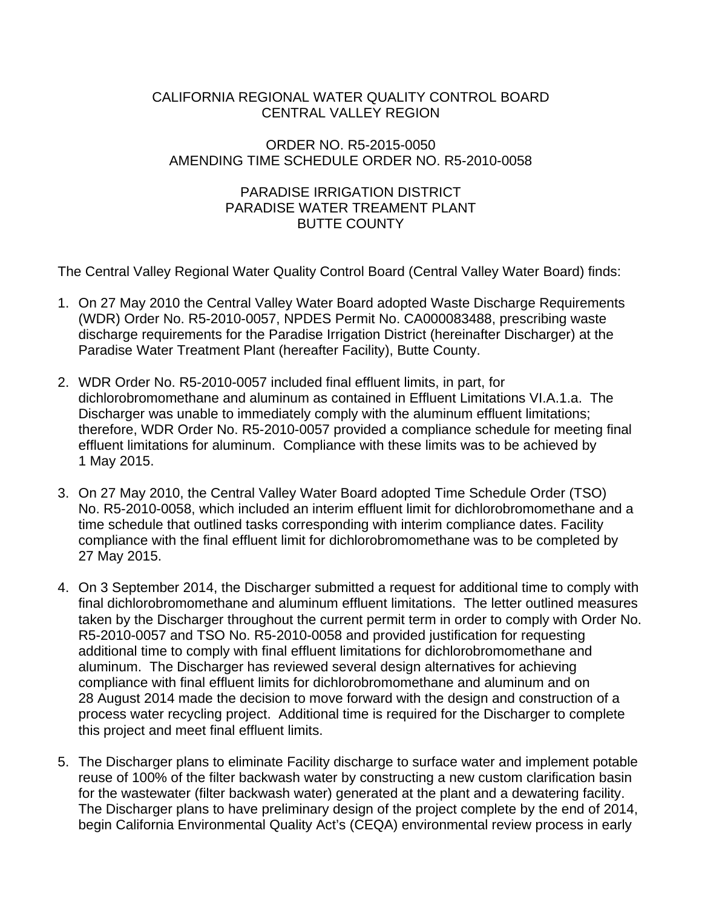CALIFORNIA REGIONAL WATER QUALITY CONTROL BOARD
CENTRAL VALLEY REGION

ORDER NO. R5-2015-0050
AMENDING TIME SCHEDULE ORDER NO. R5-2010-0058

PARADISE IRRIGATION DISTRICT
PARADISE WATER TREAMENT PLANT
BUTTE COUNTY

The Central Valley Regional Water Quality Control Board (Central Valley Water Board) finds:

1. On 27 May 2010 the Central Valley Water Board adopted Waste Discharge Requirements (WDR) Order No. R5-2010-0057, NPDES Permit No. CA000083488, prescribing waste discharge requirements for the Paradise Irrigation District (hereinafter Discharger) at the Paradise Water Treatment Plant (hereafter Facility), Butte County.

2. WDR Order No. R5-2010-0057 included final effluent limits, in part, for dichlorobromomethane and aluminum as contained in Effluent Limitations VI.A.1.a. The Discharger was unable to immediately comply with the aluminum effluent limitations; therefore, WDR Order No. R5-2010-0057 provided a compliance schedule for meeting final effluent limitations for aluminum. Compliance with these limits was to be achieved by 1 May 2015.

3. On 27 May 2010, the Central Valley Water Board adopted Time Schedule Order (TSO) No. R5-2010-0058, which included an interim effluent limit for dichlorobromomethane and a time schedule that outlined tasks corresponding with interim compliance dates. Facility compliance with the final effluent limit for dichlorobromomethane was to be completed by 27 May 2015.

4. On 3 September 2014, the Discharger submitted a request for additional time to comply with final dichlorobromomethane and aluminum effluent limitations. The letter outlined measures taken by the Discharger throughout the current permit term in order to comply with Order No. R5-2010-0057 and TSO No. R5-2010-0058 and provided justification for requesting additional time to comply with final effluent limitations for dichlorobromomethane and aluminum. The Discharger has reviewed several design alternatives for achieving compliance with final effluent limits for dichlorobromomethane and aluminum and on 28 August 2014 made the decision to move forward with the design and construction of a process water recycling project. Additional time is required for the Discharger to complete this project and meet final effluent limits.

5. The Discharger plans to eliminate Facility discharge to surface water and implement potable reuse of 100% of the filter backwash water by constructing a new custom clarification basin for the wastewater (filter backwash water) generated at the plant and a dewatering facility. The Discharger plans to have preliminary design of the project complete by the end of 2014, begin California Environmental Quality Act's (CEQA) environmental review process in early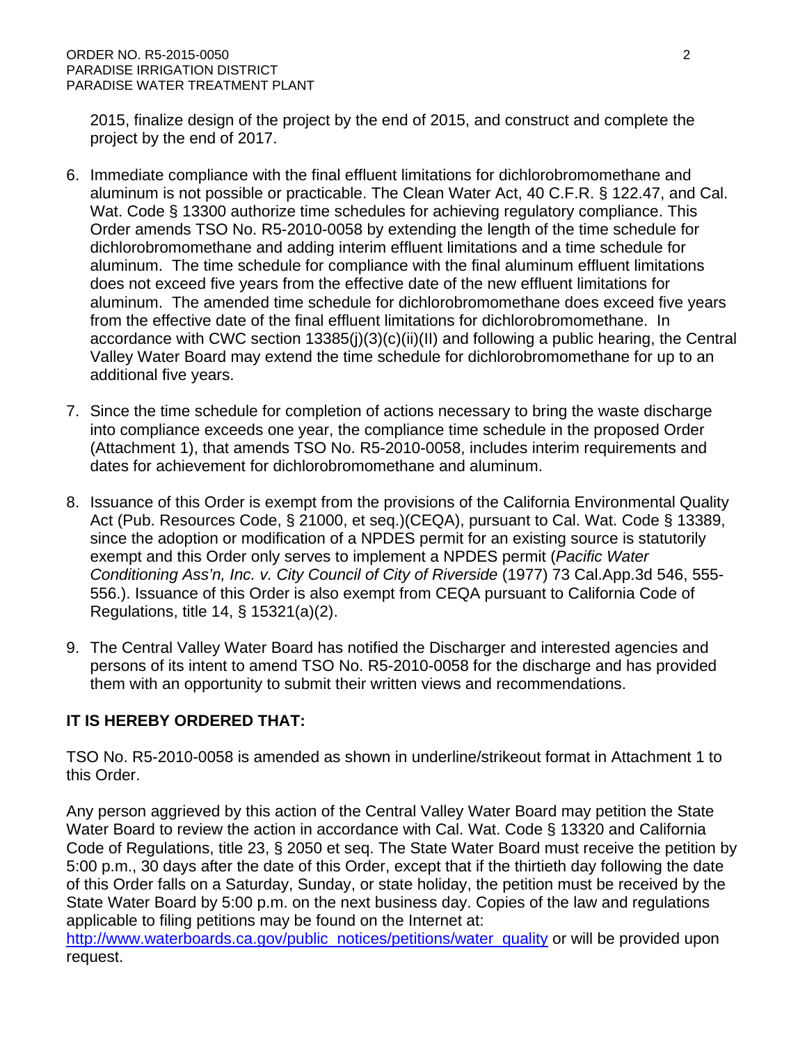2015, finalize design of the project by the end of 2015, and construct and complete the project by the end of 2017.

6. Immediate compliance with the final effluent limitations for dichlorobromomethane and aluminum is not possible or practicable. The Clean Water Act, 40 C.F.R. § 122.47, and Cal. Wat. Code § 13300 authorize time schedules for achieving regulatory compliance. This Order amends TSO No. R5-2010-0058 by extending the length of the time schedule for dichlorobromomethane and adding interim effluent limitations and a time schedule for aluminum. The time schedule for compliance with the final aluminum effluent limitations does not exceed five years from the effective date of the new effluent limitations for aluminum. The amended time schedule for dichlorobromomethane does exceed five years from the effective date of the final effluent limitations for dichlorobromomethane. In accordance with CWC section 13385(j)(3)(c)(ii)(II) and following a public hearing, the Central Valley Water Board may extend the time schedule for dichlorobromomethane for up to an additional five years.

7. Since the time schedule for completion of actions necessary to bring the waste discharge into compliance exceeds one year, the compliance time schedule in the proposed Order (Attachment 1), that amends TSO No. R5-2010-0058, includes interim requirements and dates for achievement for dichlorobromomethane and aluminum.

8. Issuance of this Order is exempt from the provisions of the California Environmental Quality Act (Pub. Resources Code, § 21000, et seq.)(CEQA), pursuant to Cal. Wat. Code § 13389, since the adoption or modification of a NPDES permit for an existing source is statutorily exempt and this Order only serves to implement a NPDES permit (*Pacific Water Conditioning Ass'n, Inc. v. City Council of City of Riverside* (1977) 73 Cal.App.3d 546, 555-556.). Issuance of this Order is also exempt from CEQA pursuant to California Code of Regulations, title 14, § 15321(a)(2).

9. The Central Valley Water Board has notified the Discharger and interested agencies and persons of its intent to amend TSO No. R5-2010-0058 for the discharge and has provided them with an opportunity to submit their written views and recommendations.

**IT IS HEREBY ORDERED THAT:**

TSO No. R5-2010-0058 is amended as shown in underline/strikeout format in Attachment 1 to this Order.

Any person aggrieved by this action of the Central Valley Water Board may petition the State Water Board to review the action in accordance with Cal. Wat. Code § 13320 and California Code of Regulations, title 23, § 2050 et seq. The State Water Board must receive the petition by 5:00 p.m., 30 days after the date of this Order, except that if the thirtieth day following the date of this Order falls on a Saturday, Sunday, or state holiday, the petition must be received by the State Water Board by 5:00 p.m. on the next business day. Copies of the law and regulations applicable to filing petitions may be found on the Internet at: http://www.waterboards.ca.gov/public_notices/petitions/water_quality or will be provided upon request.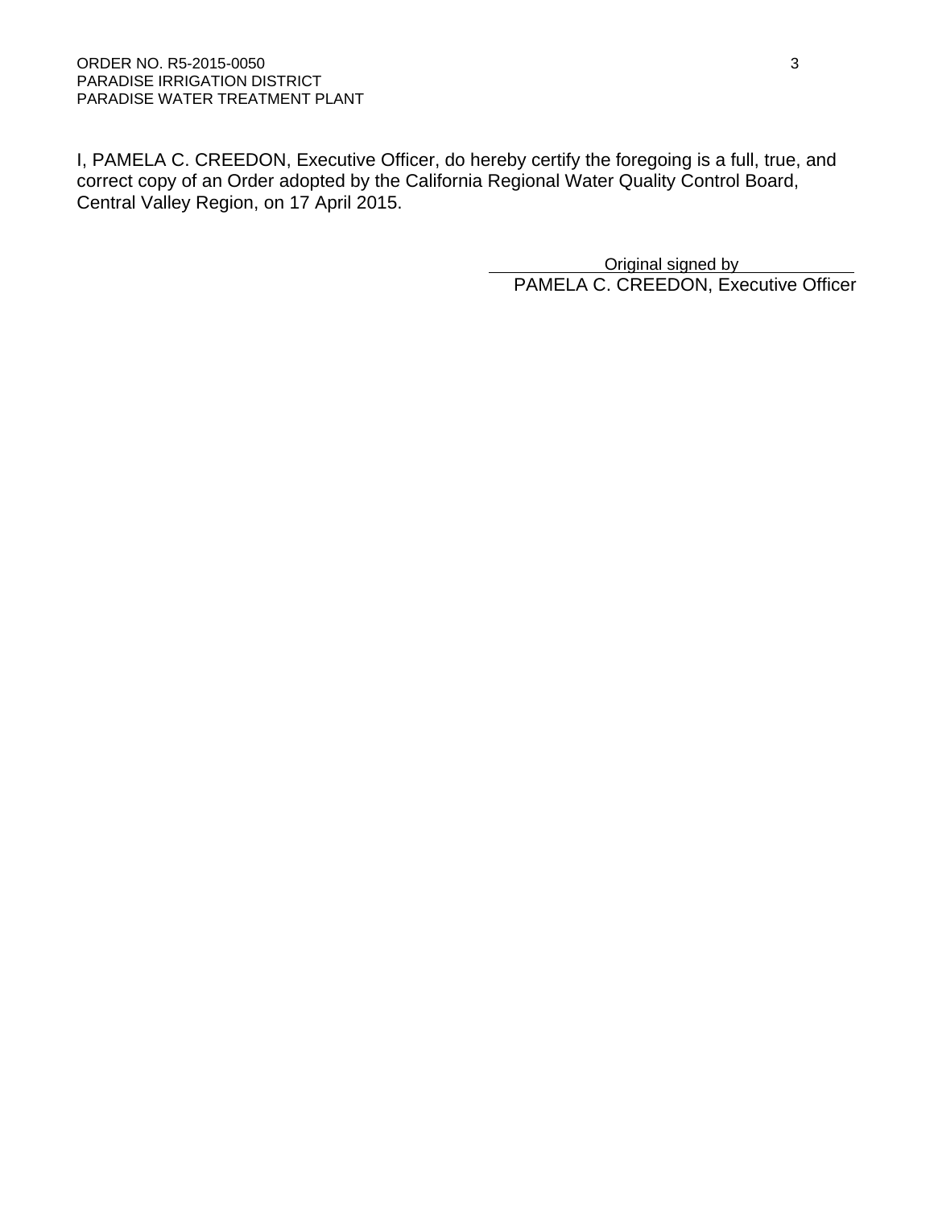I, PAMELA C. CREEDON, Executive Officer, do hereby certify the foregoing is a full, true, and correct copy of an Order adopted by the California Regional Water Quality Control Board, Central Valley Region, on 17 April 2015.

Original signed by

PAMELA C. CREEDON, Executive Officer